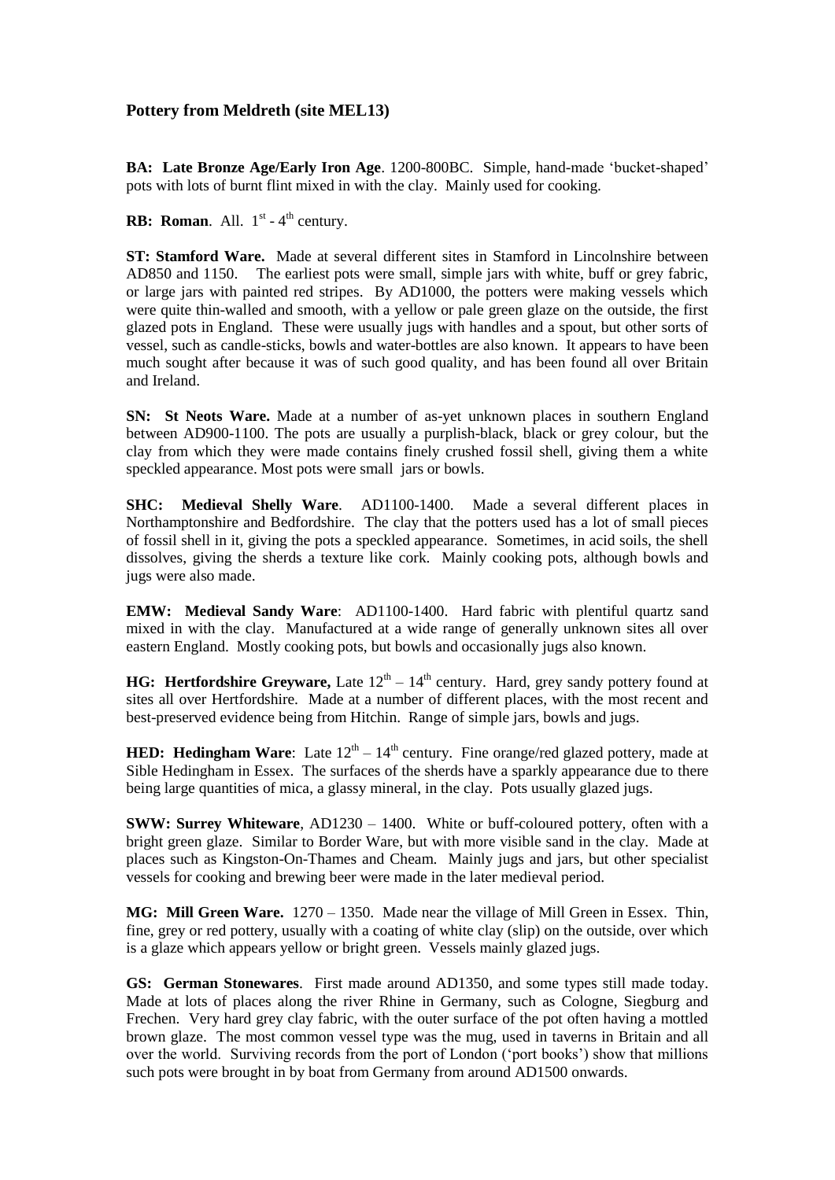## Pottery from Meldreth (site MEL13)

**BA: Late Bronze Age/Early Iron Age**. 1200-800BC. Simple, hand-made 'bucket-shaped' pots with lots of burnt flint mixed in with the clay. Mainly used for cooking.

**RB: Roman**. All. 1st - 4th century.

**ST: Stamford Ware.** Made at several different sites in Stamford in Lincolnshire between AD850 and 1150. The earliest pots were small, simple jars with white, buff or grey fabric, or large jars with painted red stripes. By AD1000, the potters were making vessels which were quite thin-walled and smooth, with a yellow or pale green glaze on the outside, the first glazed pots in England. These were usually jugs with handles and a spout, but other sorts of vessel, such as candle-sticks, bowls and water-bottles are also known. It appears to have been much sought after because it was of such good quality, and has been found all over Britain and Ireland.

**SN: St Neots Ware.** Made at a number of as-yet unknown places in southern England between AD900-1100. The pots are usually a purplish-black, black or grey colour, but the clay from which they were made contains finely crushed fossil shell, giving them a white speckled appearance. Most pots were small jars or bowls.

**SHC: Medieval Shelly Ware**. AD1100-1400. Made a several different places in Northamptonshire and Bedfordshire. The clay that the potters used has a lot of small pieces of fossil shell in it, giving the pots a speckled appearance. Sometimes, in acid soils, the shell dissolves, giving the sherds a texture like cork. Mainly cooking pots, although bowls and jugs were also made.

**EMW: Medieval Sandy Ware**: AD1100-1400. Hard fabric with plentiful quartz sand mixed in with the clay. Manufactured at a wide range of generally unknown sites all over eastern England. Mostly cooking pots, but bowls and occasionally jugs also known.

**HG: Hertfordshire Greyware,** Late 12th – 14th century. Hard, grey sandy pottery found at sites all over Hertfordshire. Made at a number of different places, with the most recent and best-preserved evidence being from Hitchin. Range of simple jars, bowls and jugs.

**HED: Hedingham Ware**: Late 12th – 14th century. Fine orange/red glazed pottery, made at Sible Hedingham in Essex. The surfaces of the sherds have a sparkly appearance due to there being large quantities of mica, a glassy mineral, in the clay. Pots usually glazed jugs.

**SWW: Surrey Whiteware**, AD1230 – 1400. White or buff-coloured pottery, often with a bright green glaze. Similar to Border Ware, but with more visible sand in the clay. Made at places such as Kingston-On-Thames and Cheam. Mainly jugs and jars, but other specialist vessels for cooking and brewing beer were made in the later medieval period.

**MG: Mill Green Ware.** 1270 – 1350. Made near the village of Mill Green in Essex. Thin, fine, grey or red pottery, usually with a coating of white clay (slip) on the outside, over which is a glaze which appears yellow or bright green. Vessels mainly glazed jugs.

**GS: German Stonewares**. First made around AD1350, and some types still made today. Made at lots of places along the river Rhine in Germany, such as Cologne, Siegburg and Frechen. Very hard grey clay fabric, with the outer surface of the pot often having a mottled brown glaze. The most common vessel type was the mug, used in taverns in Britain and all over the world. Surviving records from the port of London ('port books') show that millions such pots were brought in by boat from Germany from around AD1500 onwards.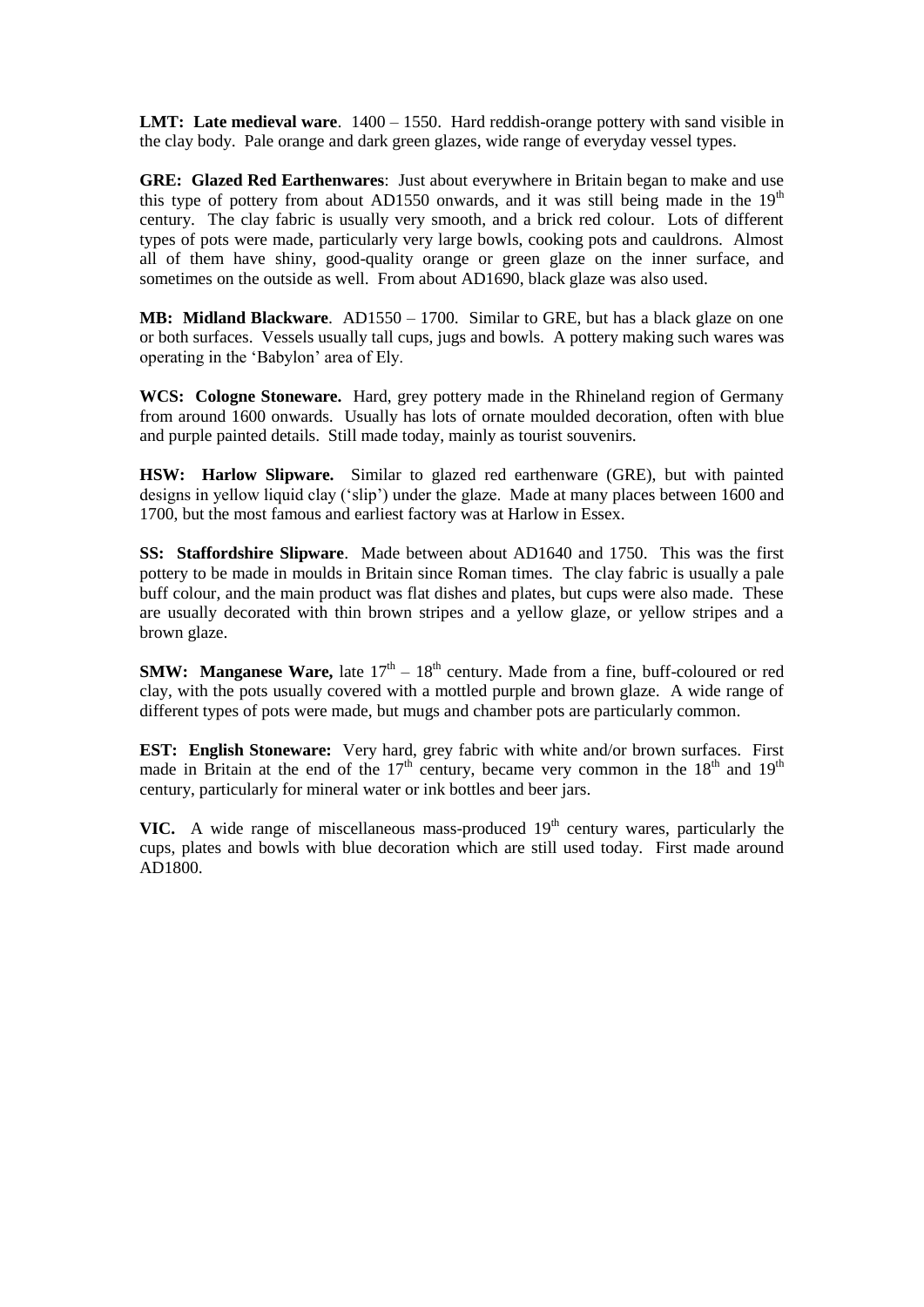**LMT: Late medieval ware**. 1400 – 1550. Hard reddish-orange pottery with sand visible in the clay body. Pale orange and dark green glazes, wide range of everyday vessel types.

**GRE: Glazed Red Earthenwares**: Just about everywhere in Britain began to make and use this type of pottery from about AD1550 onwards, and it was still being made in the 19th century. The clay fabric is usually very smooth, and a brick red colour. Lots of different types of pots were made, particularly very large bowls, cooking pots and cauldrons. Almost all of them have shiny, good-quality orange or green glaze on the inner surface, and sometimes on the outside as well. From about AD1690, black glaze was also used.

**MB: Midland Blackware**. AD1550 – 1700. Similar to GRE, but has a black glaze on one or both surfaces. Vessels usually tall cups, jugs and bowls. A pottery making such wares was operating in the 'Babylon' area of Ely.

**WCS: Cologne Stoneware.** Hard, grey pottery made in the Rhineland region of Germany from around 1600 onwards. Usually has lots of ornate moulded decoration, often with blue and purple painted details. Still made today, mainly as tourist souvenirs.

**HSW: Harlow Slipware.** Similar to glazed red earthenware (GRE), but with painted designs in yellow liquid clay ('slip') under the glaze. Made at many places between 1600 and 1700, but the most famous and earliest factory was at Harlow in Essex.

**SS: Staffordshire Slipware**. Made between about AD1640 and 1750. This was the first pottery to be made in moulds in Britain since Roman times. The clay fabric is usually a pale buff colour, and the main product was flat dishes and plates, but cups were also made. These are usually decorated with thin brown stripes and a yellow glaze, or yellow stripes and a brown glaze.

**SMW: Manganese Ware,** late 17th – 18th century. Made from a fine, buff-coloured or red clay, with the pots usually covered with a mottled purple and brown glaze. A wide range of different types of pots were made, but mugs and chamber pots are particularly common.

**EST: English Stoneware:** Very hard, grey fabric with white and/or brown surfaces. First made in Britain at the end of the 17th century, became very common in the 18th and 19th century, particularly for mineral water or ink bottles and beer jars.

**VIC.** A wide range of miscellaneous mass-produced 19th century wares, particularly the cups, plates and bowls with blue decoration which are still used today. First made around AD1800.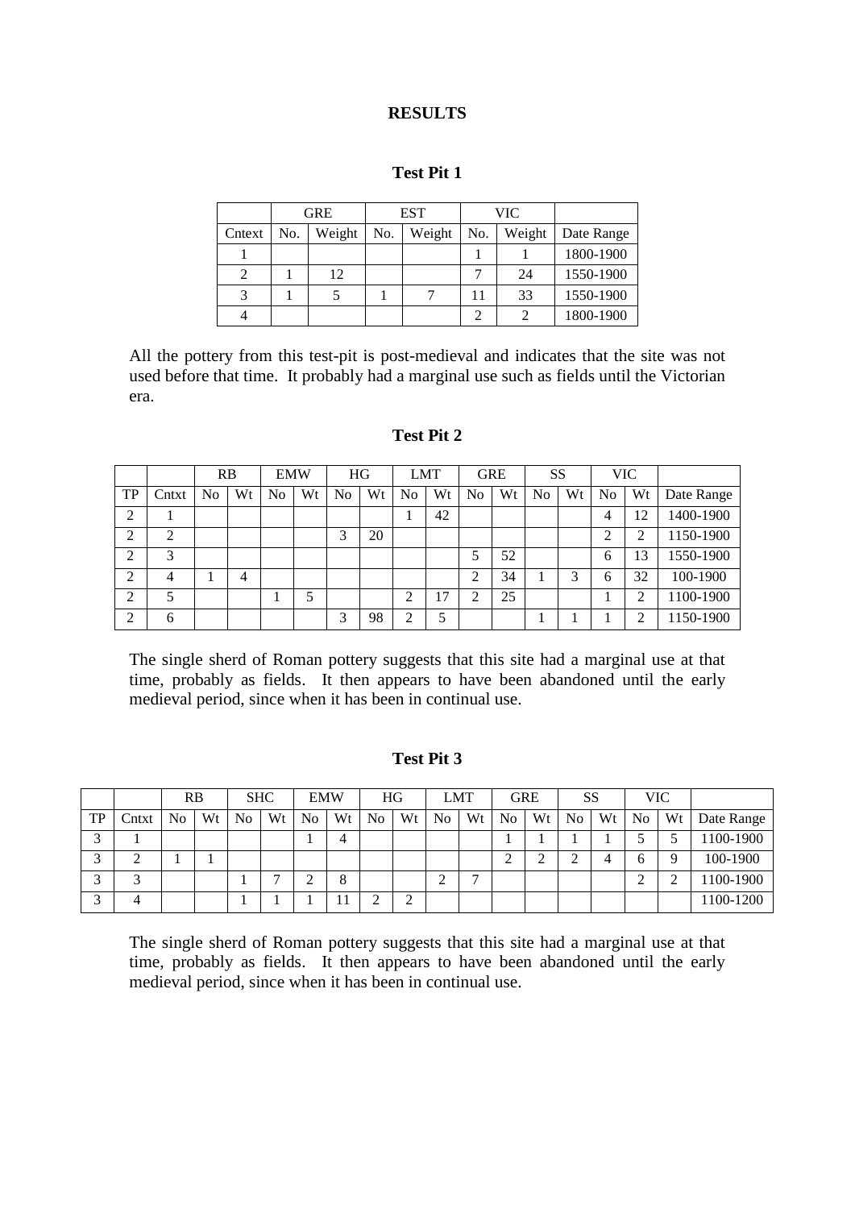# RESULTS

## Test Pit 1

| | GRE | | EST | | VIC | | |
|---|---|---|---|---|---|---|---|
| Cntext | No. | Weight | No. | Weight | No. | Weight | Date Range |
| 1 | | | | | 1 | 1 | 1800-1900 |
| 2 | 1 | 12 | | | 7 | 24 | 1550-1900 |
| 3 | 1 | 5 | 1 | 7 | 11 | 33 | 1550-1900 |
| 4 | | | | | 2 | 2 | 1800-1900 |

All the pottery from this test-pit is post-medieval and indicates that the site was not used before that time. It probably had a marginal use such as fields until the Victorian era.

## Test Pit 2

| | | RB | | EMW | | HG | | LMT | | GRE | | SS | | VIC | | |
|---|---|---|---|---|---|---|---|---|---|---|---|---|---|---|---|---|
| TP | Cntxt | No | Wt | No | Wt | No | Wt | No | Wt | No | Wt | No | Wt | No | Wt | Date Range |
| 2 | 1 | | | | | | | 1 | 42 | | | | | 4 | 12 | 1400-1900 |
| 2 | 2 | | | | | 3 | 20 | | | | | | | 2 | 2 | 1150-1900 |
| 2 | 3 | | | | | | | | | 5 | 52 | | | 6 | 13 | 1550-1900 |
| 2 | 4 | 1 | 4 | | | | | | | 2 | 34 | 1 | 3 | 6 | 32 | 100-1900 |
| 2 | 5 | | | 1 | 5 | | | 2 | 17 | 2 | 25 | | | 1 | 2 | 1100-1900 |
| 2 | 6 | | | | | 3 | 98 | 2 | 5 | | | 1 | 1 | 1 | 2 | 1150-1900 |

The single sherd of Roman pottery suggests that this site had a marginal use at that time, probably as fields. It then appears to have been abandoned until the early medieval period, since when it has been in continual use.

## Test Pit 3

| | | RB | | SHC | | EMW | | HG | | LMT | | GRE | | SS | | VIC | | |
|---|---|---|---|---|---|---|---|---|---|---|---|---|---|---|---|---|---|---|
| TP | Cntxt | No | Wt | No | Wt | No | Wt | No | Wt | No | Wt | No | Wt | No | Wt | No | Wt | Date Range |
| 3 | 1 | | | | | 1 | 4 | | | | | 1 | 1 | 1 | 1 | 5 | 5 | 1100-1900 |
| 3 | 2 | 1 | 1 | | | | | | | | | 2 | 2 | 2 | 4 | 6 | 9 | 100-1900 |
| 3 | 3 | | | 1 | 7 | 2 | 8 | | | 2 | 7 | | | | | 2 | 2 | 1100-1900 |
| 3 | 4 | | | 1 | 1 | 1 | 11 | 2 | 2 | | | | | | | | | 1100-1200 |

The single sherd of Roman pottery suggests that this site had a marginal use at that time, probably as fields. It then appears to have been abandoned until the early medieval period, since when it has been in continual use.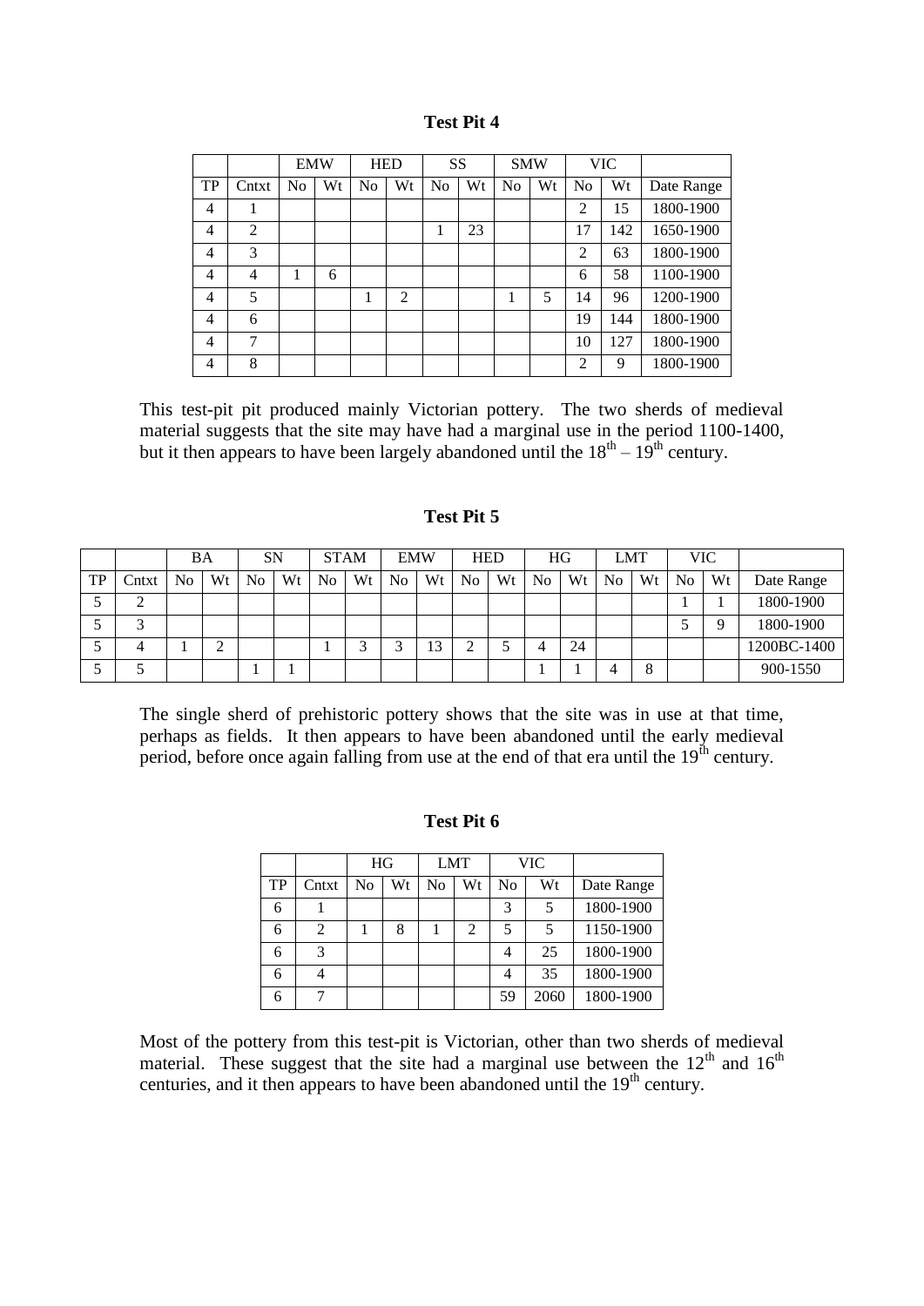**Test Pit 4**

| | | EMW | | HED | | SS | | SMW | | VIC | | |
|---|---|---|---|---|---|---|---|---|---|---|---|---|
| TP | Cntxt | No | Wt | No | Wt | No | Wt | No | Wt | No | Wt | Date Range |
| 4 | 1 | | | | | | | | | 2 | 15 | 1800-1900 |
| 4 | 2 | | | | | 1 | 23 | | | 17 | 142 | 1650-1900 |
| 4 | 3 | | | | | | | | | 2 | 63 | 1800-1900 |
| 4 | 4 | 1 | 6 | | | | | | | 6 | 58 | 1100-1900 |
| 4 | 5 | | | 1 | 2 | | | 1 | 5 | 14 | 96 | 1200-1900 |
| 4 | 6 | | | | | | | | | 19 | 144 | 1800-1900 |
| 4 | 7 | | | | | | | | | 10 | 127 | 1800-1900 |
| 4 | 8 | | | | | | | | | 2 | 9 | 1800-1900 |

This test-pit pit produced mainly Victorian pottery. The two sherds of medieval material suggests that the site may have had a marginal use in the period 1100-1400, but it then appears to have been largely abandoned until the 18th – 19th century.

**Test Pit 5**

| | | BA | | SN | | STAM | | EMW | | HED | | HG | | LMT | | VIC | | |
|---|---|---|---|---|---|---|---|---|---|---|---|---|---|---|---|---|---|---|
| TP | Cntxt | No | Wt | No | Wt | No | Wt | No | Wt | No | Wt | No | Wt | No | Wt | No | Wt | Date Range |
| 5 | 2 | | | | | | | | | | | | | | | 1 | 1 | 1800-1900 |
| 5 | 3 | | | | | | | | | | | | | | | 5 | 9 | 1800-1900 |
| 5 | 4 | 1 | 2 | | | 1 | 3 | 3 | 13 | 2 | 5 | 4 | 24 | | | | | 1200BC-1400 |
| 5 | 5 | | | 1 | 1 | | | | | | | 1 | 1 | 4 | 8 | | | 900-1550 |

The single sherd of prehistoric pottery shows that the site was in use at that time, perhaps as fields. It then appears to have been abandoned until the early medieval period, before once again falling from use at the end of that era until the 19th century.

**Test Pit 6**

| | | HG | | LMT | | VIC | | |
|---|---|---|---|---|---|---|---|---|
| TP | Cntxt | No | Wt | No | Wt | No | Wt | Date Range |
| 6 | 1 | | | | | 3 | 5 | 1800-1900 |
| 6 | 2 | 1 | 8 | 1 | 2 | 5 | 5 | 1150-1900 |
| 6 | 3 | | | | | 4 | 25 | 1800-1900 |
| 6 | 4 | | | | | 4 | 35 | 1800-1900 |
| 6 | 7 | | | | | 59 | 2060 | 1800-1900 |

Most of the pottery from this test-pit is Victorian, other than two sherds of medieval material. These suggest that the site had a marginal use between the 12th and 16th centuries, and it then appears to have been abandoned until the 19th century.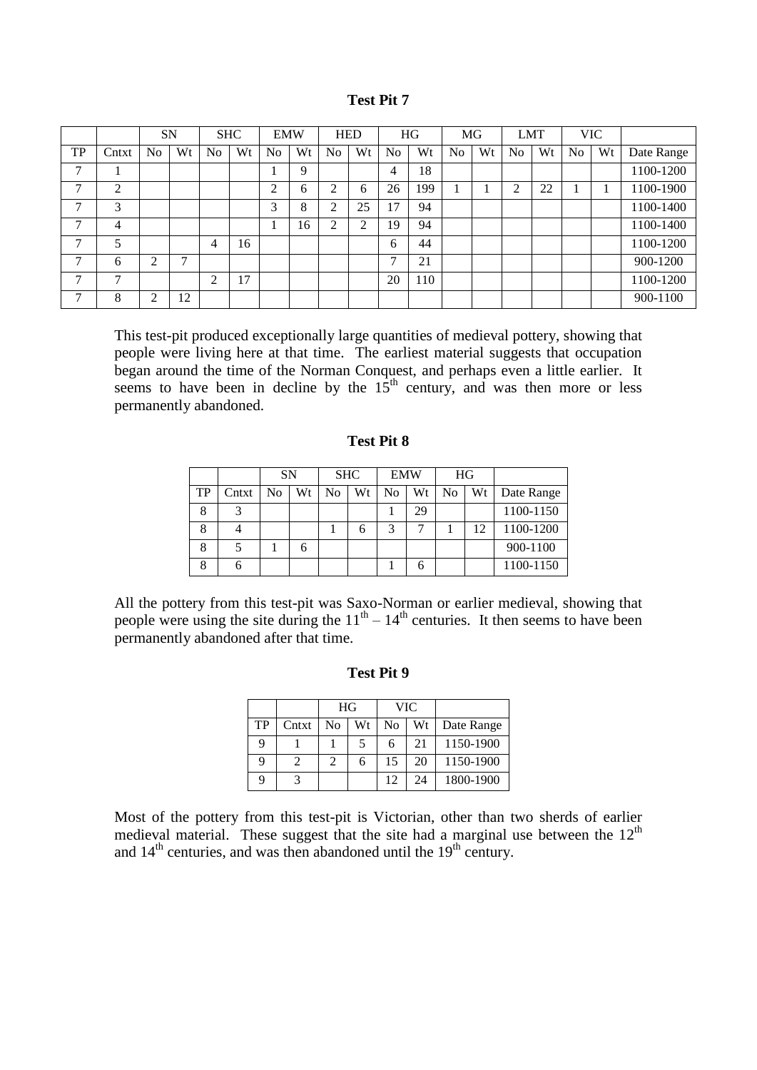**Test Pit 7**

| | | SN | | SHC | | EMW | | HED | | HG | | MG | | LMT | | VIC | | |
|---|---|---|---|---|---|---|---|---|---|---|---|---|---|---|---|---|---|---|
| TP | Cntxt | No | Wt | No | Wt | No | Wt | No | Wt | No | Wt | No | Wt | No | Wt | No | Wt | Date Range |
| 7 | 1 | | | | | 1 | 9 | | | 4 | 18 | | | | | | | 1100-1200 |
| 7 | 2 | | | | | 2 | 6 | 2 | 6 | 26 | 199 | 1 | 1 | 2 | 22 | 1 | 1 | 1100-1900 |
| 7 | 3 | | | | | 3 | 8 | 2 | 25 | 17 | 94 | | | | | | | 1100-1400 |
| 7 | 4 | | | | | 1 | 16 | 2 | 2 | 19 | 94 | | | | | | | 1100-1400 |
| 7 | 5 | | | 4 | 16 | | | | | 6 | 44 | | | | | | | 1100-1200 |
| 7 | 6 | 2 | 7 | | | | | | | 7 | 21 | | | | | | | 900-1200 |
| 7 | 7 | | | 2 | 17 | | | | | 20 | 110 | | | | | | | 1100-1200 |
| 7 | 8 | 2 | 12 | | | | | | | | | | | | | | | 900-1100 |

This test-pit produced exceptionally large quantities of medieval pottery, showing that people were living here at that time. The earliest material suggests that occupation began around the time of the Norman Conquest, and perhaps even a little earlier. It seems to have been in decline by the 15th century, and was then more or less permanently abandoned.

**Test Pit 8**

| | | SN | | SHC | | EMW | | HG | | |
|---|---|---|---|---|---|---|---|---|---|---|
| TP | Cntxt | No | Wt | No | Wt | No | Wt | No | Wt | Date Range |
| 8 | 3 | | | | | 1 | 29 | | | 1100-1150 |
| 8 | 4 | | | 1 | 6 | 3 | 7 | 1 | 12 | 1100-1200 |
| 8 | 5 | 1 | 6 | | | | | | | 900-1100 |
| 8 | 6 | | | | | 1 | 6 | | | 1100-1150 |

All the pottery from this test-pit was Saxo-Norman or earlier medieval, showing that people were using the site during the 11th – 14th centuries. It then seems to have been permanently abandoned after that time.

**Test Pit 9**

| | | HG | | VIC | | |
|---|---|---|---|---|---|---|
| TP | Cntxt | No | Wt | No | Wt | Date Range |
| 9 | 1 | 1 | 5 | 6 | 21 | 1150-1900 |
| 9 | 2 | 2 | 6 | 15 | 20 | 1150-1900 |
| 9 | 3 | | | 12 | 24 | 1800-1900 |

Most of the pottery from this test-pit is Victorian, other than two sherds of earlier medieval material. These suggest that the site had a marginal use between the 12th and 14th centuries, and was then abandoned until the 19th century.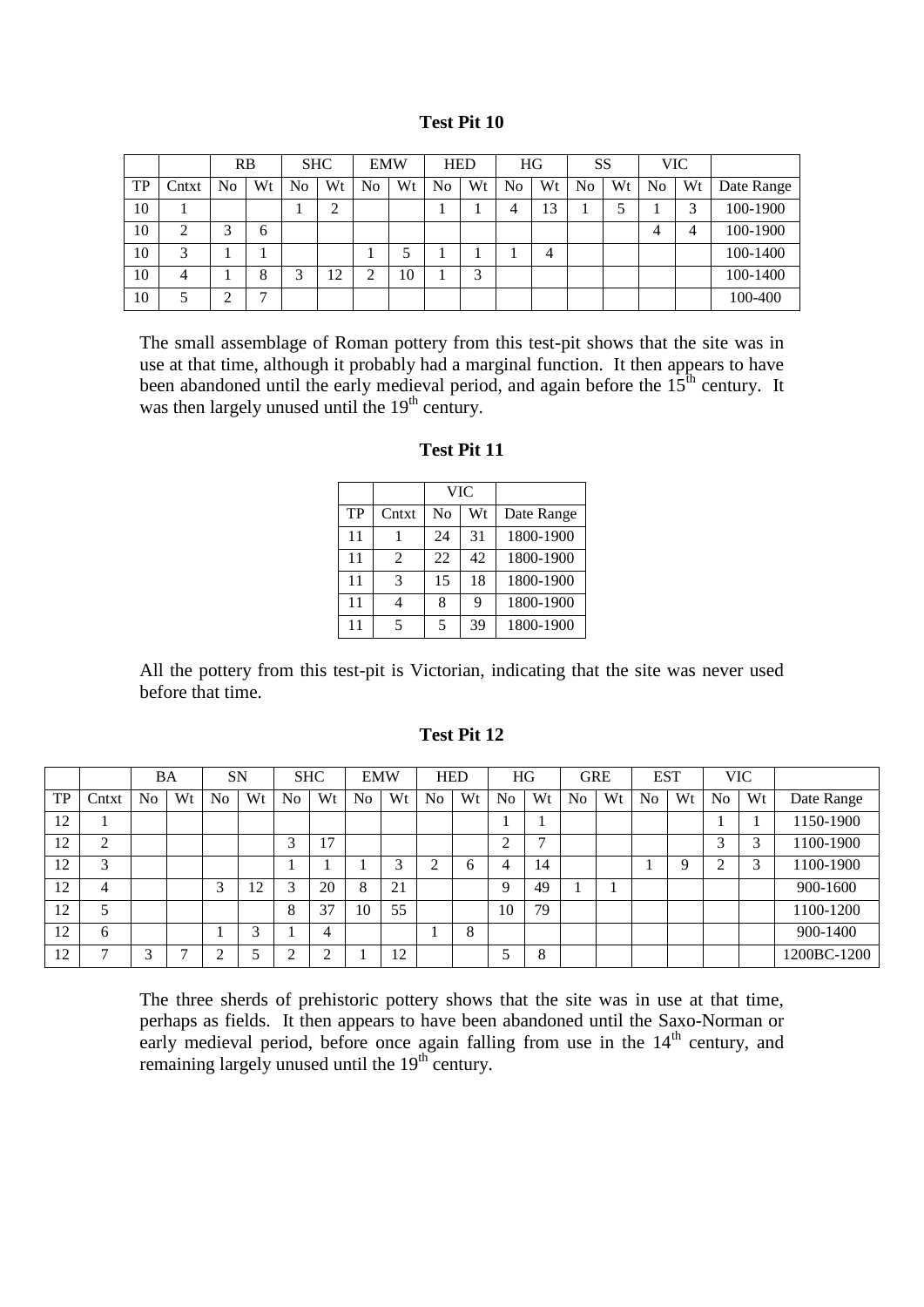### Test Pit 10

| | | RB | | SHC | | EMW | | HED | | HG | | SS | | VIC | | |
|---|---|---|---|---|---|---|---|---|---|---|---|---|---|---|---|---|
| TP | Cntxt | No | Wt | No | Wt | No | Wt | No | Wt | No | Wt | No | Wt | No | Wt | Date Range |
| 10 | 1 | | | 1 | 2 | | | 1 | 1 | 4 | 13 | 1 | 5 | 1 | 3 | 100-1900 |
| 10 | 2 | 3 | 6 | | | | | | | | | | | 4 | 4 | 100-1900 |
| 10 | 3 | 1 | 1 | | | 1 | 5 | 1 | 1 | 1 | 4 | | | | | 100-1400 |
| 10 | 4 | 1 | 8 | 3 | 12 | 2 | 10 | 1 | 3 | | | | | | | 100-1400 |
| 10 | 5 | 2 | 7 | | | | | | | | | | | | | 100-400 |

The small assemblage of Roman pottery from this test-pit shows that the site was in use at that time, although it probably had a marginal function. It then appears to have been abandoned until the early medieval period, and again before the 15th century. It was then largely unused until the 19th century.

### Test Pit 11

| | | VIC | | |
|---|---|---|---|---|
| TP | Cntxt | No | Wt | Date Range |
| 11 | 1 | 24 | 31 | 1800-1900 |
| 11 | 2 | 22 | 42 | 1800-1900 |
| 11 | 3 | 15 | 18 | 1800-1900 |
| 11 | 4 | 8 | 9 | 1800-1900 |
| 11 | 5 | 5 | 39 | 1800-1900 |

All the pottery from this test-pit is Victorian, indicating that the site was never used before that time.

### Test Pit 12

| | | BA | | SN | | SHC | | EMW | | HED | | HG | | GRE | | EST | | VIC | | |
|---|---|---|---|---|---|---|---|---|---|---|---|---|---|---|---|---|---|---|---|---|
| TP | Cntxt | No | Wt | No | Wt | No | Wt | No | Wt | No | Wt | No | Wt | No | Wt | No | Wt | No | Wt | Date Range |
| 12 | 1 | | | | | | | | | | | 1 | 1 | | | | | 1 | 1 | 1150-1900 |
| 12 | 2 | | | | | 3 | 17 | | | | | 2 | 7 | | | | | 3 | 3 | 1100-1900 |
| 12 | 3 | | | | | 1 | 1 | 1 | 3 | 2 | 6 | 4 | 14 | | | 1 | 9 | 2 | 3 | 1100-1900 |
| 12 | 4 | | | 3 | 12 | 3 | 20 | 8 | 21 | | | 9 | 49 | 1 | 1 | | | | | 900-1600 |
| 12 | 5 | | | | | 8 | 37 | 10 | 55 | | | 10 | 79 | | | | | | | 1100-1200 |
| 12 | 6 | | | 1 | 3 | 1 | 4 | | | 1 | 8 | | | | | | | | | 900-1400 |
| 12 | 7 | 3 | 7 | 2 | 5 | 2 | 2 | 1 | 12 | | | 5 | 8 | | | | | | | 1200BC-1200 |

The three sherds of prehistoric pottery shows that the site was in use at that time, perhaps as fields. It then appears to have been abandoned until the Saxo-Norman or early medieval period, before once again falling from use in the 14th century, and remaining largely unused until the 19th century.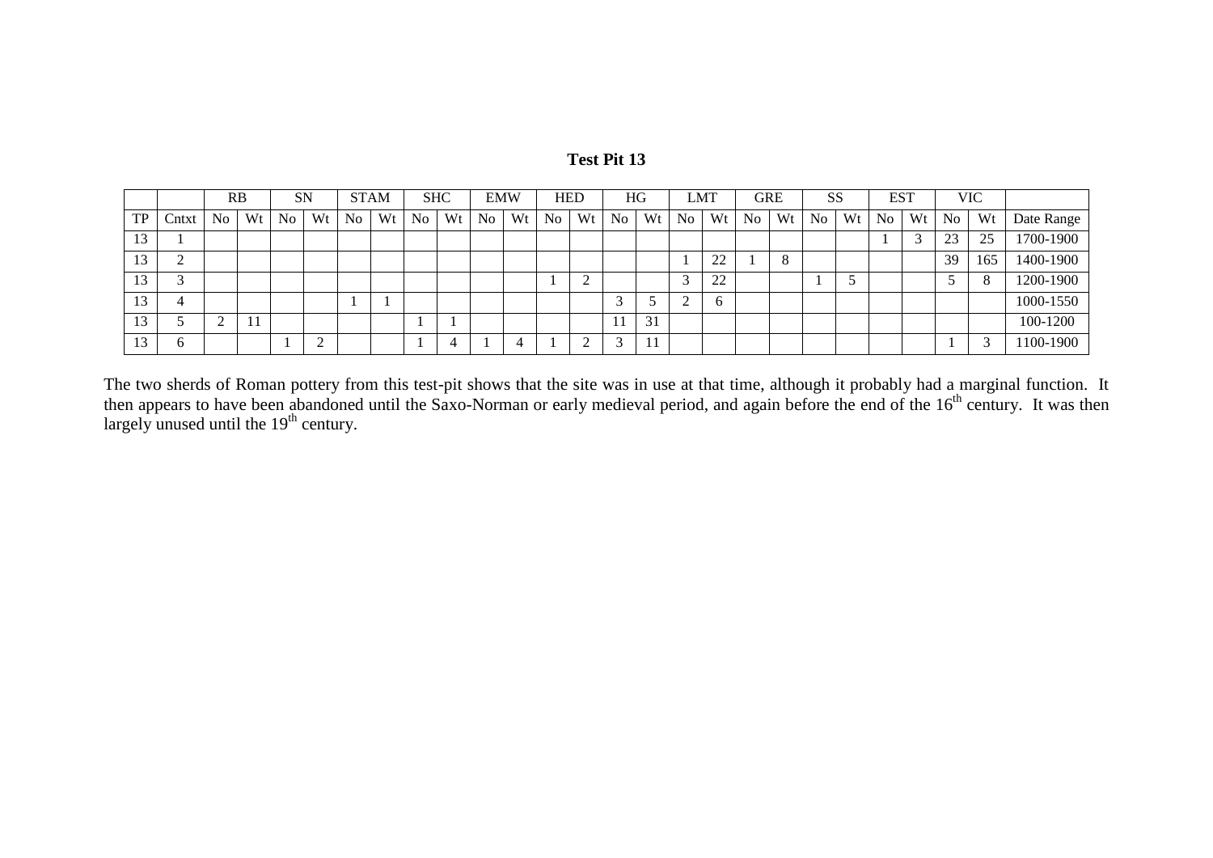**Test Pit 13**

| | | RB | | SN | | STAM | | SHC | | EMW | | HED | | HG | | LMT | | GRE | | SS | | EST | | VIC | | |
|---|---|---|---|---|---|---|---|---|---|---|---|---|---|---|---|---|---|---|---|---|---|---|---|---|---|---|
| TP | Cntxt | No | Wt | No | Wt | No | Wt | No | Wt | No | Wt | No | Wt | No | Wt | No | Wt | No | Wt | No | Wt | No | Wt | No | Wt | Date Range |
| 13 | 1 | | | | | | | | | | | | | | | | | | | | | 1 | 3 | 23 | 25 | 1700-1900 |
| 13 | 2 | | | | | | | | | | | | | | | 1 | 22 | 1 | 8 | | | | | 39 | 165 | 1400-1900 |
| 13 | 3 | | | | | | | | | | | 1 | 2 | | | 3 | 22 | | | 1 | 5 | | | 5 | 8 | 1200-1900 |
| 13 | 4 | | | | | 1 | 1 | | | | | | | 3 | 5 | 2 | 6 | | | | | | | | | 1000-1550 |
| 13 | 5 | 2 | 11 | | | | | 1 | 1 | | | | | 11 | 31 | | | | | | | | | | | 100-1200 |
| 13 | 6 | | | 1 | 2 | | | 1 | 4 | 1 | 4 | 1 | 2 | 3 | 11 | | | | | | | | | 1 | 3 | 1100-1900 |

The two sherds of Roman pottery from this test-pit shows that the site was in use at that time, although it probably had a marginal function. It then appears to have been abandoned until the Saxo-Norman or early medieval period, and again before the end of the 16th century. It was then largely unused until the 19th century.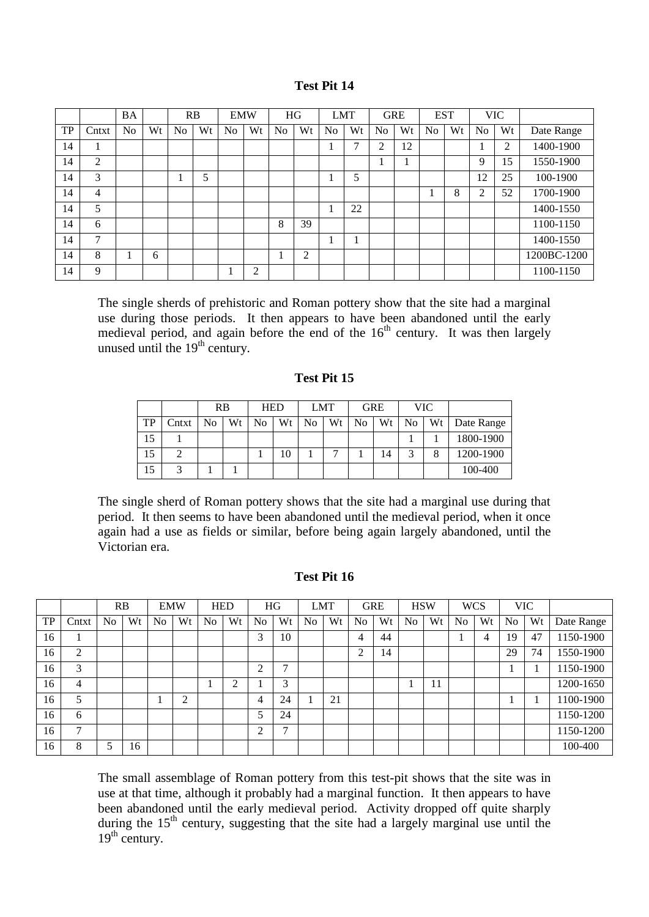**Test Pit 14**

| | | BA | | RB | | EMW | | HG | | LMT | | GRE | | EST | | VIC | | |
|---|---|---|---|---|---|---|---|---|---|---|---|---|---|---|---|---|---|---|
| TP | Cntxt | No | Wt | No | Wt | No | Wt | No | Wt | No | Wt | No | Wt | No | Wt | No | Wt | Date Range |
| 14 | 1 | | | | | | | | | 1 | 7 | 2 | 12 | | | 1 | 2 | 1400-1900 |
| 14 | 2 | | | | | | | | | | | 1 | 1 | | | 9 | 15 | 1550-1900 |
| 14 | 3 | | | 1 | 5 | | | | | 1 | 5 | | | | | 12 | 25 | 100-1900 |
| 14 | 4 | | | | | | | | | | | | | 1 | 8 | 2 | 52 | 1700-1900 |
| 14 | 5 | | | | | | | | | 1 | 22 | | | | | | | 1400-1550 |
| 14 | 6 | | | | | | | 8 | 39 | | | | | | | | | 1100-1150 |
| 14 | 7 | | | | | | | | | 1 | 1 | | | | | | | 1400-1550 |
| 14 | 8 | 1 | 6 | | | | | 1 | 2 | | | | | | | | | 1200BC-1200 |
| 14 | 9 | | | | | 1 | 2 | | | | | | | | | | | 1100-1150 |

The single sherds of prehistoric and Roman pottery show that the site had a marginal use during those periods. It then appears to have been abandoned until the early medieval period, and again before the end of the 16th century. It was then largely unused until the 19th century.

**Test Pit 15**

| | | RB | | HED | | LMT | | GRE | | VIC | | |
|---|---|---|---|---|---|---|---|---|---|---|---|---|
| TP | Cntxt | No | Wt | No | Wt | No | Wt | No | Wt | No | Wt | Date Range |
| 15 | 1 | | | | | | | | | 1 | 1 | 1800-1900 |
| 15 | 2 | | | 1 | 10 | 1 | 7 | 1 | 14 | 3 | 8 | 1200-1900 |
| 15 | 3 | 1 | 1 | | | | | | | | | 100-400 |

The single sherd of Roman pottery shows that the site had a marginal use during that period. It then seems to have been abandoned until the medieval period, when it once again had a use as fields or similar, before being again largely abandoned, until the Victorian era.

**Test Pit 16**

| | | RB | | EMW | | HED | | HG | | LMT | | GRE | | HSW | | WCS | | VIC | | |
|---|---|---|---|---|---|---|---|---|---|---|---|---|---|---|---|---|---|---|---|---|
| TP | Cntxt | No | Wt | No | Wt | No | Wt | No | Wt | No | Wt | No | Wt | No | Wt | No | Wt | No | Wt | Date Range |
| 16 | 1 | | | | | | | 3 | 10 | | | 4 | 44 | | | 1 | 4 | 19 | 47 | 1150-1900 |
| 16 | 2 | | | | | | | | | | | 2 | 14 | | | | | 29 | 74 | 1550-1900 |
| 16 | 3 | | | | | | | 2 | 7 | | | | | | | | | 1 | 1 | 1150-1900 |
| 16 | 4 | | | | | 1 | 2 | 1 | 3 | | | | | 1 | 11 | | | | | 1200-1650 |
| 16 | 5 | | | 1 | 2 | | | 4 | 24 | 1 | 21 | | | | | | | 1 | 1 | 1100-1900 |
| 16 | 6 | | | | | | | 5 | 24 | | | | | | | | | | | 1150-1200 |
| 16 | 7 | | | | | | | 2 | 7 | | | | | | | | | | | 1150-1200 |
| 16 | 8 | 5 | 16 | | | | | | | | | | | | | | | | | 100-400 |

The small assemblage of Roman pottery from this test-pit shows that the site was in use at that time, although it probably had a marginal function. It then appears to have been abandoned until the early medieval period. Activity dropped off quite sharply during the 15th century, suggesting that the site had a largely marginal use until the 19th century.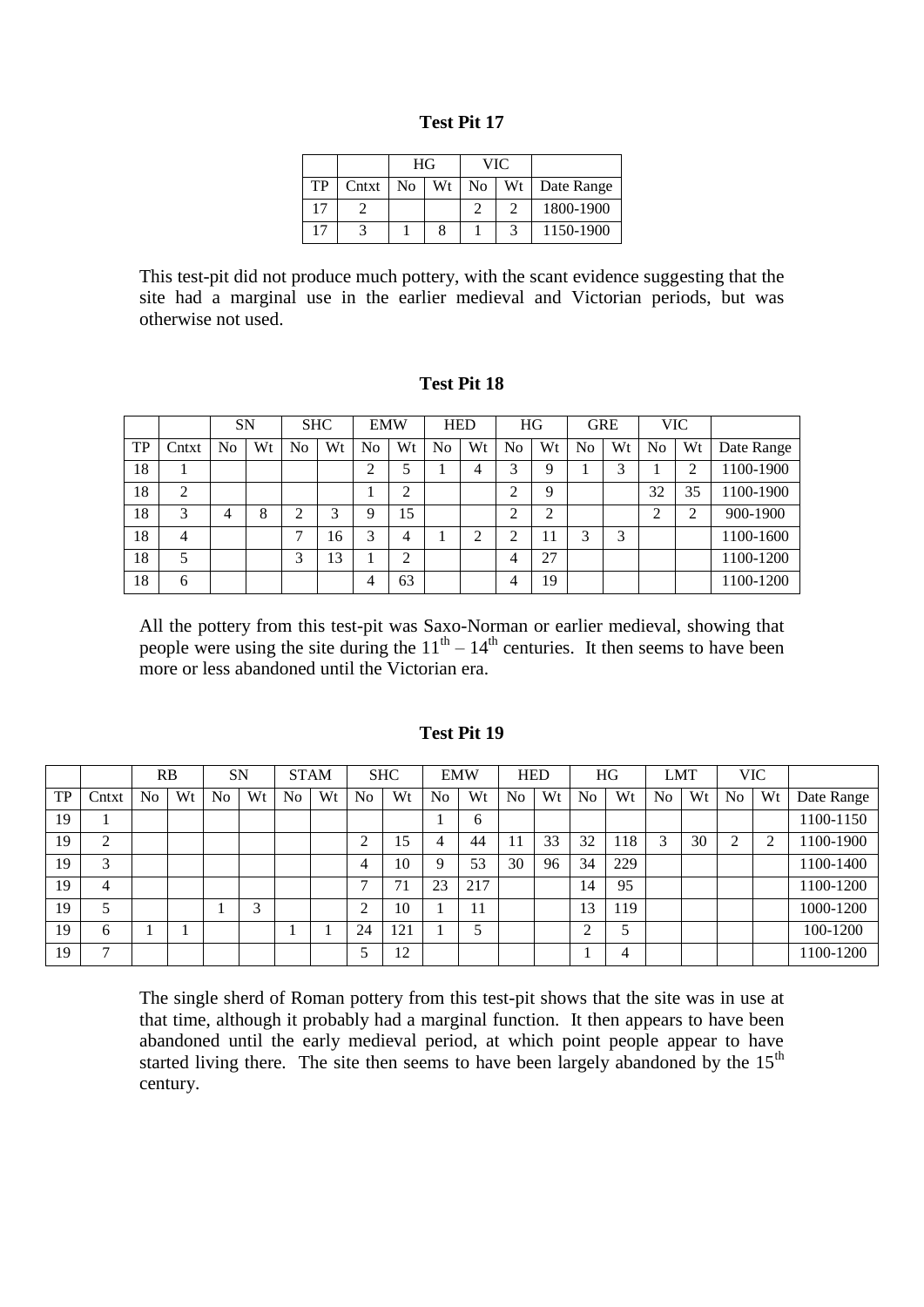**Test Pit 17**

| | | HG | | VIC | | |
|---|---|---|---|---|---|---|
| TP | Cntxt | No | Wt | No | Wt | Date Range |
| 17 | 2 | | | 2 | 2 | 1800-1900 |
| 17 | 3 | 1 | 8 | 1 | 3 | 1150-1900 |

This test-pit did not produce much pottery, with the scant evidence suggesting that the site had a marginal use in the earlier medieval and Victorian periods, but was otherwise not used.

**Test Pit 18**

| | | SN | | SHC | | EMW | | HED | | HG | | GRE | | VIC | | |
|---|---|---|---|---|---|---|---|---|---|---|---|---|---|---|---|---|
| TP | Cntxt | No | Wt | No | Wt | No | Wt | No | Wt | No | Wt | No | Wt | No | Wt | Date Range |
| 18 | 1 | | | | | 2 | 5 | 1 | 4 | 3 | 9 | 1 | 3 | 1 | 2 | 1100-1900 |
| 18 | 2 | | | | | 1 | 2 | | | 2 | 9 | | | 32 | 35 | 1100-1900 |
| 18 | 3 | 4 | 8 | 2 | 3 | 9 | 15 | | | 2 | 2 | | | 2 | 2 | 900-1900 |
| 18 | 4 | | | 7 | 16 | 3 | 4 | 1 | 2 | 2 | 11 | 3 | 3 | | | 1100-1600 |
| 18 | 5 | | | 3 | 13 | 1 | 2 | | | 4 | 27 | | | | | 1100-1200 |
| 18 | 6 | | | | | 4 | 63 | | | 4 | 19 | | | | | 1100-1200 |

All the pottery from this test-pit was Saxo-Norman or earlier medieval, showing that people were using the site during the 11th – 14th centuries. It then seems to have been more or less abandoned until the Victorian era.

**Test Pit 19**

| | | RB | | SN | | STAM | | SHC | | EMW | | HED | | HG | | LMT | | VIC | | |
|---|---|---|---|---|---|---|---|---|---|---|---|---|---|---|---|---|---|---|---|---|
| TP | Cntxt | No | Wt | No | Wt | No | Wt | No | Wt | No | Wt | No | Wt | No | Wt | No | Wt | No | Wt | Date Range |
| 19 | 1 | | | | | | | | | 1 | 6 | | | | | | | | | 1100-1150 |
| 19 | 2 | | | | | | | 2 | 15 | 4 | 44 | 11 | 33 | 32 | 118 | 3 | 30 | 2 | 2 | 1100-1900 |
| 19 | 3 | | | | | | | 4 | 10 | 9 | 53 | 30 | 96 | 34 | 229 | | | | | 1100-1400 |
| 19 | 4 | | | | | | | 7 | 71 | 23 | 217 | | | 14 | 95 | | | | | 1100-1200 |
| 19 | 5 | | | 1 | 3 | | | 2 | 10 | 1 | 11 | | | 13 | 119 | | | | | 1000-1200 |
| 19 | 6 | 1 | 1 | | | 1 | 1 | 24 | 121 | 1 | 5 | | | 2 | 5 | | | | | 100-1200 |
| 19 | 7 | | | | | | | 5 | 12 | | | | | 1 | 4 | | | | | 1100-1200 |

The single sherd of Roman pottery from this test-pit shows that the site was in use at that time, although it probably had a marginal function. It then appears to have been abandoned until the early medieval period, at which point people appear to have started living there. The site then seems to have been largely abandoned by the 15th century.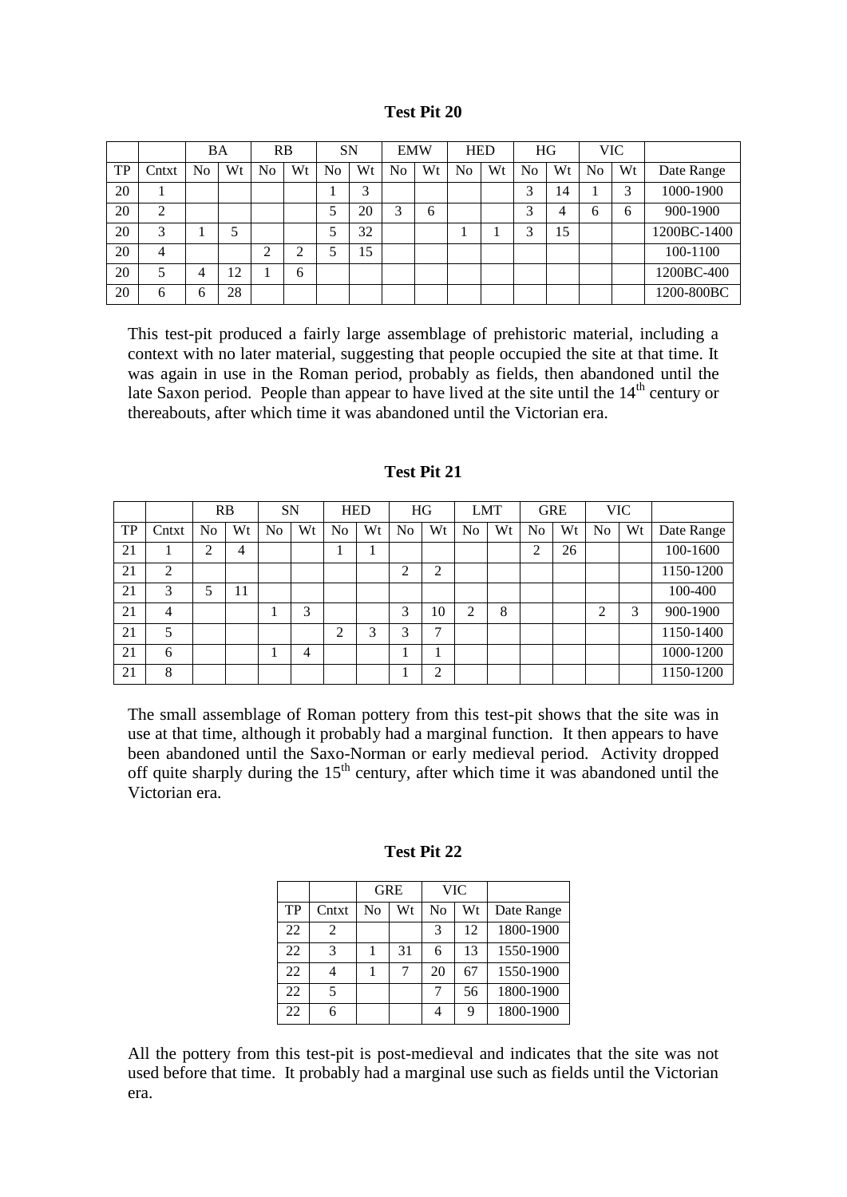**Test Pit 20**

| | | BA | | RB | | SN | | EMW | | HED | | HG | | VIC | | |
|---|---|---|---|---|---|---|---|---|---|---|---|---|---|---|---|---|
| TP | Cntxt | No | Wt | No | Wt | No | Wt | No | Wt | No | Wt | No | Wt | No | Wt | Date Range |
| 20 | 1 | | | | | 1 | 3 | | | | | 3 | 14 | 1 | 3 | 1000-1900 |
| 20 | 2 | | | | | 5 | 20 | 3 | 6 | | | 3 | 4 | 6 | 6 | 900-1900 |
| 20 | 3 | 1 | 5 | | | 5 | 32 | | | 1 | 1 | 3 | 15 | | | 1200BC-1400 |
| 20 | 4 | | | 2 | 2 | 5 | 15 | | | | | | | | | 100-1100 |
| 20 | 5 | 4 | 12 | 1 | 6 | | | | | | | | | | | 1200BC-400 |
| 20 | 6 | 6 | 28 | | | | | | | | | | | | | 1200-800BC |

This test-pit produced a fairly large assemblage of prehistoric material, including a context with no later material, suggesting that people occupied the site at that time. It was again in use in the Roman period, probably as fields, then abandoned until the late Saxon period. People than appear to have lived at the site until the 14th century or thereabouts, after which time it was abandoned until the Victorian era.

**Test Pit 21**

| | | RB | | SN | | HED | | HG | | LMT | | GRE | | VIC | | |
|---|---|---|---|---|---|---|---|---|---|---|---|---|---|---|---|---|
| TP | Cntxt | No | Wt | No | Wt | No | Wt | No | Wt | No | Wt | No | Wt | No | Wt | Date Range |
| 21 | 1 | 2 | 4 | | | 1 | 1 | | | | | 2 | 26 | | | 100-1600 |
| 21 | 2 | | | | | | | 2 | 2 | | | | | | | 1150-1200 |
| 21 | 3 | 5 | 11 | | | | | | | | | | | | | 100-400 |
| 21 | 4 | | | 1 | 3 | | | 3 | 10 | 2 | 8 | | | 2 | 3 | 900-1900 |
| 21 | 5 | | | | | 2 | 3 | 3 | 7 | | | | | | | 1150-1400 |
| 21 | 6 | | | 1 | 4 | | | 1 | 1 | | | | | | | 1000-1200 |
| 21 | 8 | | | | | | | 1 | 2 | | | | | | | 1150-1200 |

The small assemblage of Roman pottery from this test-pit shows that the site was in use at that time, although it probably had a marginal function. It then appears to have been abandoned until the Saxo-Norman or early medieval period. Activity dropped off quite sharply during the 15th century, after which time it was abandoned until the Victorian era.

**Test Pit 22**

| | | GRE | | VIC | | |
|---|---|---|---|---|---|---|
| TP | Cntxt | No | Wt | No | Wt | Date Range |
| 22 | 2 | | | 3 | 12 | 1800-1900 |
| 22 | 3 | 1 | 31 | 6 | 13 | 1550-1900 |
| 22 | 4 | 1 | 7 | 20 | 67 | 1550-1900 |
| 22 | 5 | | | 7 | 56 | 1800-1900 |
| 22 | 6 | | | 4 | 9 | 1800-1900 |

All the pottery from this test-pit is post-medieval and indicates that the site was not used before that time. It probably had a marginal use such as fields until the Victorian era.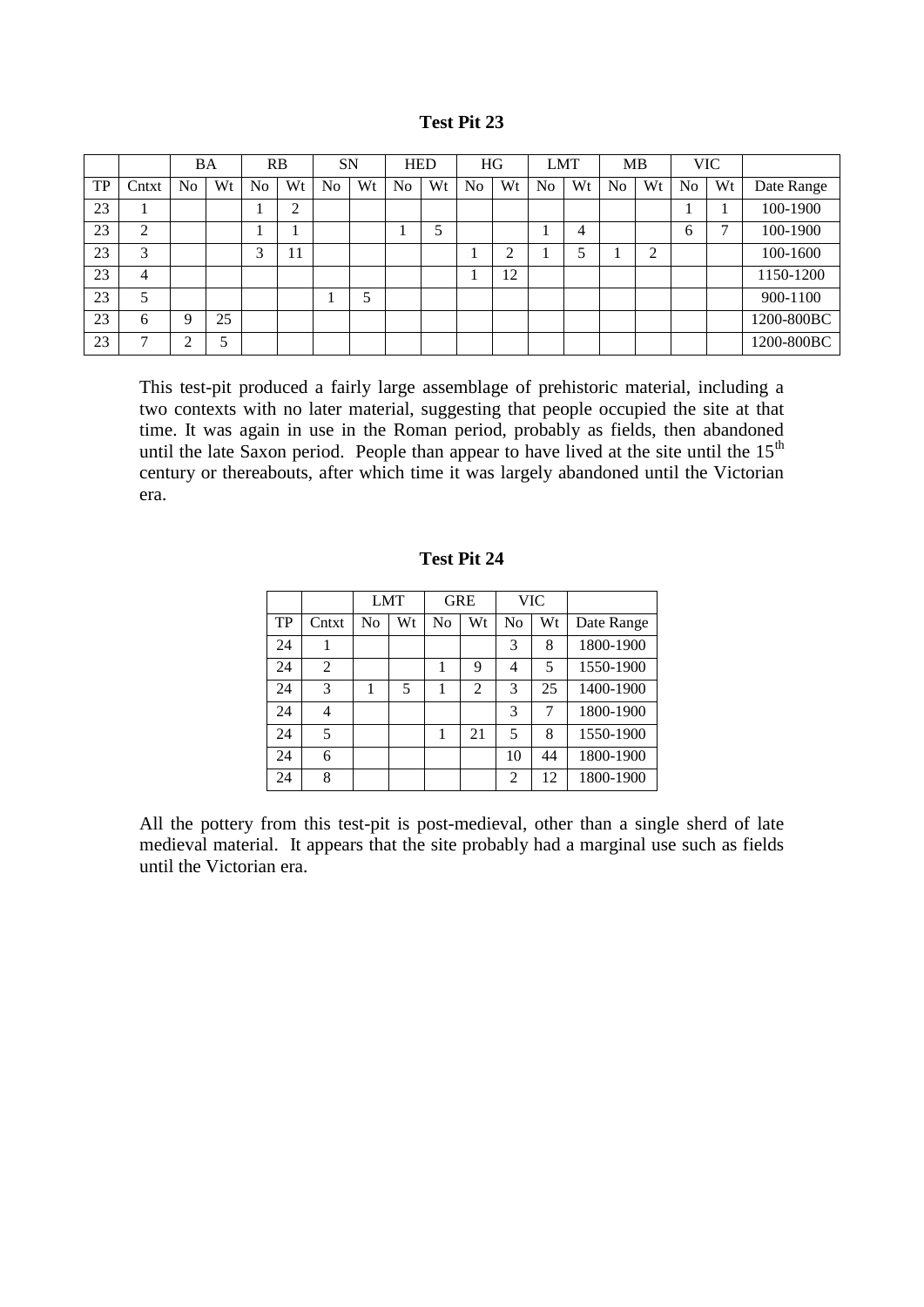**Test Pit 23**

| | | BA | | RB | | SN | | HED | | HG | | LMT | | MB | | VIC | | |
|---|---|---|---|---|---|---|---|---|---|---|---|---|---|---|---|---|---|---|
| TP | Cntxt | No | Wt | No | Wt | No | Wt | No | Wt | No | Wt | No | Wt | No | Wt | No | Wt | Date Range |
| 23 | 1 | | | 1 | 2 | | | | | | | | | | | 1 | 1 | 100-1900 |
| 23 | 2 | | | 1 | 1 | | | 1 | 5 | | | 1 | 4 | | | 6 | 7 | 100-1900 |
| 23 | 3 | | | 3 | 11 | | | | | 1 | 2 | 1 | 5 | 1 | 2 | | | 100-1600 |
| 23 | 4 | | | | | | | | | 1 | 12 | | | | | | | 1150-1200 |
| 23 | 5 | | | | | 1 | 5 | | | | | | | | | | | 900-1100 |
| 23 | 6 | 9 | 25 | | | | | | | | | | | | | | | 1200-800BC |
| 23 | 7 | 2 | 5 | | | | | | | | | | | | | | | 1200-800BC |

This test-pit produced a fairly large assemblage of prehistoric material, including a two contexts with no later material, suggesting that people occupied the site at that time. It was again in use in the Roman period, probably as fields, then abandoned until the late Saxon period. People than appear to have lived at the site until the 15th century or thereabouts, after which time it was largely abandoned until the Victorian era.

**Test Pit 24**

| | | LMT | | GRE | | VIC | | |
|---|---|---|---|---|---|---|---|---|
| TP | Cntxt | No | Wt | No | Wt | No | Wt | Date Range |
| 24 | 1 | | | | | 3 | 8 | 1800-1900 |
| 24 | 2 | | | 1 | 9 | 4 | 5 | 1550-1900 |
| 24 | 3 | 1 | 5 | 1 | 2 | 3 | 25 | 1400-1900 |
| 24 | 4 | | | | | 3 | 7 | 1800-1900 |
| 24 | 5 | | | 1 | 21 | 5 | 8 | 1550-1900 |
| 24 | 6 | | | | | 10 | 44 | 1800-1900 |
| 24 | 8 | | | | | 2 | 12 | 1800-1900 |

All the pottery from this test-pit is post-medieval, other than a single sherd of late medieval material. It appears that the site probably had a marginal use such as fields until the Victorian era.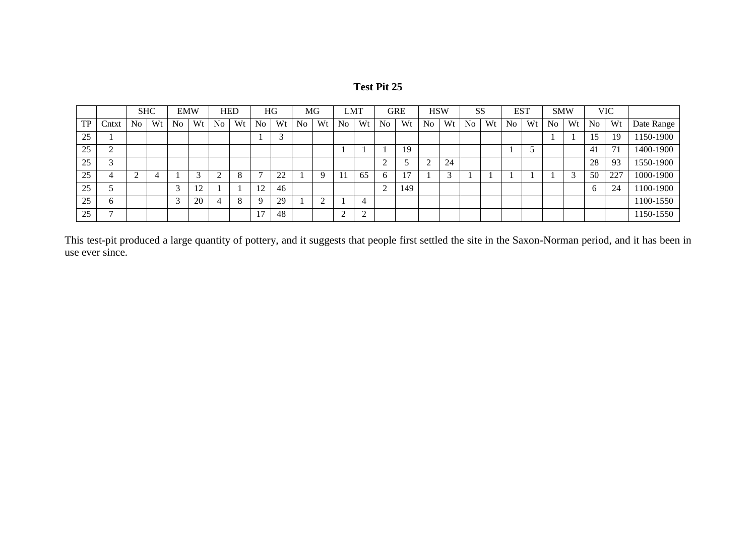**Test Pit 25**

| | | SHC | | EMW | | HED | | HG | | MG | | LMT | | GRE | | HSW | | SS | | EST | | SMW | | VIC | | |
|---|---|---|---|---|---|---|---|---|---|---|---|---|---|---|---|---|---|---|---|---|---|---|---|---|---|---|
| TP | Cntxt | No | Wt | No | Wt | No | Wt | No | Wt | No | Wt | No | Wt | No | Wt | No | Wt | No | Wt | No | Wt | No | Wt | No | Wt | Date Range |
| 25 | 1 | | | | | | | 1 | 3 | | | | | | | | | | | | | 1 | 1 | 15 | 19 | 1150-1900 |
| 25 | 2 | | | | | | | | | | | 1 | 1 | 1 | 19 | | | | | 1 | 5 | | | 41 | 71 | 1400-1900 |
| 25 | 3 | | | | | | | | | | | | | 2 | 5 | 2 | 24 | | | | | | | 28 | 93 | 1550-1900 |
| 25 | 4 | 2 | 4 | 1 | 3 | 2 | 8 | 7 | 22 | 1 | 9 | 11 | 65 | 6 | 17 | 1 | 3 | 1 | 1 | 1 | 1 | 1 | 3 | 50 | 227 | 1000-1900 |
| 25 | 5 | | | 3 | 12 | 1 | 1 | 12 | 46 | | | | | 2 | 149 | | | | | | | | | 6 | 24 | 1100-1900 |
| 25 | 6 | | | 3 | 20 | 4 | 8 | 9 | 29 | 1 | 2 | 1 | 4 | | | | | | | | | | | | | 1100-1550 |
| 25 | 7 | | | | | | | 17 | 48 | | | 2 | 2 | | | | | | | | | | | | | 1150-1550 |

This test-pit produced a large quantity of pottery, and it suggests that people first settled the site in the Saxon-Norman period, and it has been in use ever since.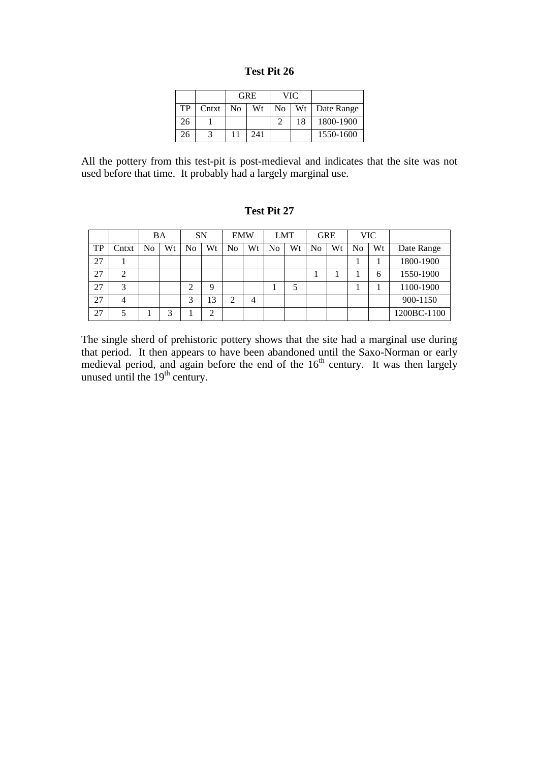## Test Pit 26

| | | GRE | | VIC | | |
|---|---|---|---|---|---|---|
| TP | Cntxt | No | Wt | No | Wt | Date Range |
| 26 | 1 | | | 2 | 18 | 1800-1900 |
| 26 | 3 | 11 | 241 | | | 1550-1600 |

All the pottery from this test-pit is post-medieval and indicates that the site was not used before that time. It probably had a largely marginal use.

## Test Pit 27

| | | BA | | SN | | EMW | | LMT | | GRE | | VIC | | |
|---|---|---|---|---|---|---|---|---|---|---|---|---|---|---|
| TP | Cntxt | No | Wt | No | Wt | No | Wt | No | Wt | No | Wt | No | Wt | Date Range |
| 27 | 1 | | | | | | | | | | | 1 | 1 | 1800-1900 |
| 27 | 2 | | | | | | | | | 1 | 1 | 1 | 6 | 1550-1900 |
| 27 | 3 | | | 2 | 9 | | | 1 | 5 | | | 1 | 1 | 1100-1900 |
| 27 | 4 | | | 3 | 13 | 2 | 4 | | | | | | | 900-1150 |
| 27 | 5 | 1 | 3 | 1 | 2 | | | | | | | | | 1200BC-1100 |

The single sherd of prehistoric pottery shows that the site had a marginal use during that period. It then appears to have been abandoned until the Saxo-Norman or early medieval period, and again before the end of the 16th century. It was then largely unused until the 19th century.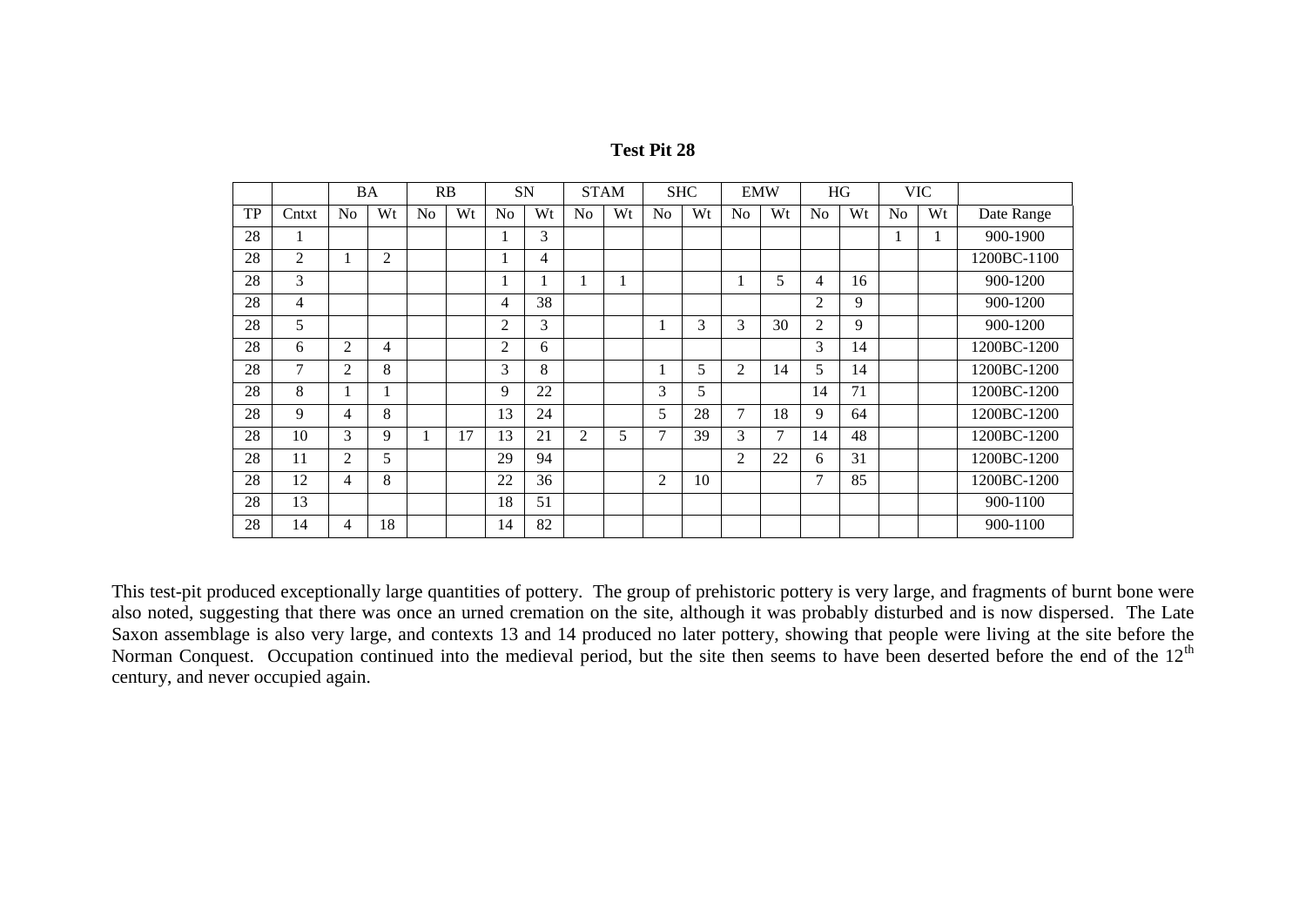**Test Pit 28**

| | | BA | | RB | | SN | | STAM | | SHC | | EMW | | HG | | VIC | | |
|---|---|---|---|---|---|---|---|---|---|---|---|---|---|---|---|---|---|---|
| TP | Cntxt | No | Wt | No | Wt | No | Wt | No | Wt | No | Wt | No | Wt | No | Wt | No | Wt | Date Range |
| 28 | 1 | | | | | 1 | 3 | | | | | | | | | 1 | 1 | 900-1900 |
| 28 | 2 | 1 | 2 | | | 1 | 4 | | | | | | | | | | | 1200BC-1100 |
| 28 | 3 | | | | | 1 | 1 | 1 | 1 | | | 1 | 5 | 4 | 16 | | | 900-1200 |
| 28 | 4 | | | | | 4 | 38 | | | | | | | 2 | 9 | | | 900-1200 |
| 28 | 5 | | | | | 2 | 3 | | | 1 | 3 | 3 | 30 | 2 | 9 | | | 900-1200 |
| 28 | 6 | 2 | 4 | | | 2 | 6 | | | | | | | 3 | 14 | | | 1200BC-1200 |
| 28 | 7 | 2 | 8 | | | 3 | 8 | | | 1 | 5 | 2 | 14 | 5 | 14 | | | 1200BC-1200 |
| 28 | 8 | 1 | 1 | | | 9 | 22 | | | 3 | 5 | | | 14 | 71 | | | 1200BC-1200 |
| 28 | 9 | 4 | 8 | | | 13 | 24 | | | 5 | 28 | 7 | 18 | 9 | 64 | | | 1200BC-1200 |
| 28 | 10 | 3 | 9 | 1 | 17 | 13 | 21 | 2 | 5 | 7 | 39 | 3 | 7 | 14 | 48 | | | 1200BC-1200 |
| 28 | 11 | 2 | 5 | | | 29 | 94 | | | | | 2 | 22 | 6 | 31 | | | 1200BC-1200 |
| 28 | 12 | 4 | 8 | | | 22 | 36 | | | 2 | 10 | | | 7 | 85 | | | 1200BC-1200 |
| 28 | 13 | | | | | 18 | 51 | | | | | | | | | | | 900-1100 |
| 28 | 14 | 4 | 18 | | | 14 | 82 | | | | | | | | | | | 900-1100 |

This test-pit produced exceptionally large quantities of pottery. The group of prehistoric pottery is very large, and fragments of burnt bone were also noted, suggesting that there was once an urned cremation on the site, although it was probably disturbed and is now dispersed. The Late Saxon assemblage is also very large, and contexts 13 and 14 produced no later pottery, showing that people were living at the site before the Norman Conquest. Occupation continued into the medieval period, but the site then seems to have been deserted before the end of the 12th century, and never occupied again.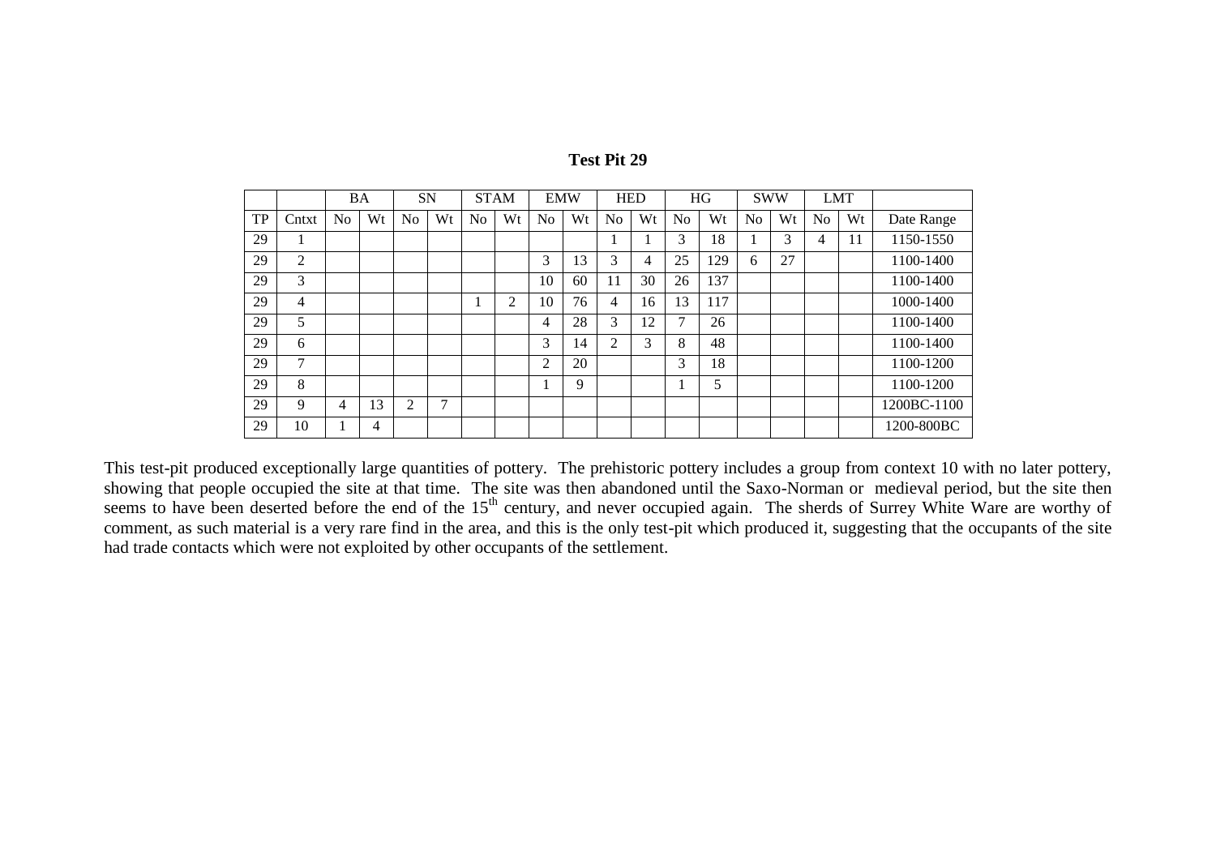**Test Pit 29**

| | | BA | | SN | | STAM | | EMW | | HED | | HG | | SWW | | LMT | | |
|---|---|---|---|---|---|---|---|---|---|---|---|---|---|---|---|---|---|---|
| TP | Cntxt | No | Wt | No | Wt | No | Wt | No | Wt | No | Wt | No | Wt | No | Wt | No | Wt | Date Range |
| 29 | 1 | | | | | | | | | 1 | 1 | 3 | 18 | 1 | 3 | 4 | 11 | 1150-1550 |
| 29 | 2 | | | | | | | 3 | 13 | 3 | 4 | 25 | 129 | 6 | 27 | | | 1100-1400 |
| 29 | 3 | | | | | | | 10 | 60 | 11 | 30 | 26 | 137 | | | | | 1100-1400 |
| 29 | 4 | | | | | 1 | 2 | 10 | 76 | 4 | 16 | 13 | 117 | | | | | 1000-1400 |
| 29 | 5 | | | | | | | 4 | 28 | 3 | 12 | 7 | 26 | | | | | 1100-1400 |
| 29 | 6 | | | | | | | 3 | 14 | 2 | 3 | 8 | 48 | | | | | 1100-1400 |
| 29 | 7 | | | | | | | 2 | 20 | | | 3 | 18 | | | | | 1100-1200 |
| 29 | 8 | | | | | | | 1 | 9 | | | 1 | 5 | | | | | 1100-1200 |
| 29 | 9 | 4 | 13 | 2 | 7 | | | | | | | | | | | | | 1200BC-1100 |
| 29 | 10 | 1 | 4 | | | | | | | | | | | | | | | 1200-800BC |

This test-pit produced exceptionally large quantities of pottery. The prehistoric pottery includes a group from context 10 with no later pottery, showing that people occupied the site at that time. The site was then abandoned until the Saxo-Norman or medieval period, but the site then seems to have been deserted before the end of the 15th century, and never occupied again. The sherds of Surrey White Ware are worthy of comment, as such material is a very rare find in the area, and this is the only test-pit which produced it, suggesting that the occupants of the site had trade contacts which were not exploited by other occupants of the settlement.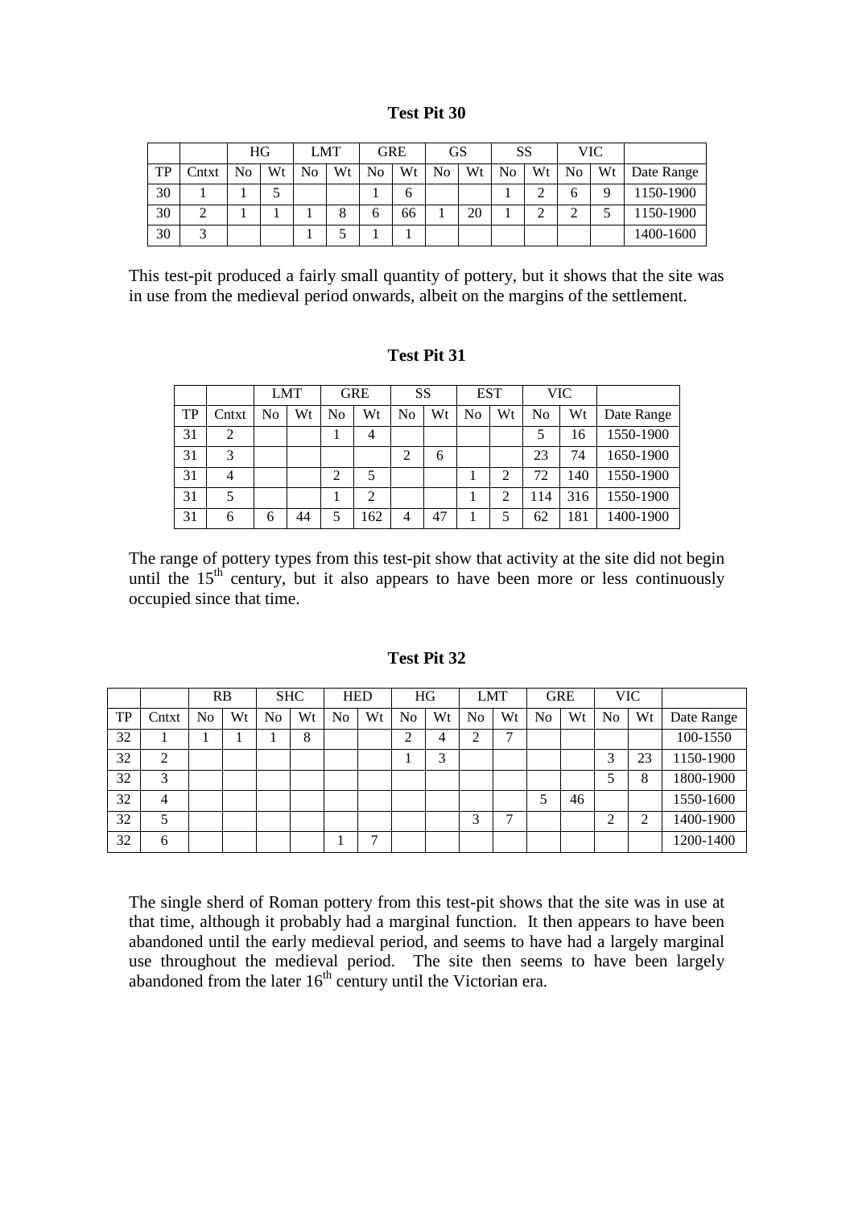### Test Pit 30

| | | HG | | LMT | | GRE | | GS | | SS | | VIC | | |
|---|---|---|---|---|---|---|---|---|---|---|---|---|---|---|
| TP | Cntxt | No | Wt | No | Wt | No | Wt | No | Wt | No | Wt | No | Wt | Date Range |
| 30 | 1 | 1 | 5 | | | 1 | 6 | | | 1 | 2 | 6 | 9 | 1150-1900 |
| 30 | 2 | 1 | 1 | 1 | 8 | 6 | 66 | 1 | 20 | 1 | 2 | 2 | 5 | 1150-1900 |
| 30 | 3 | | | 1 | 5 | 1 | 1 | | | | | | | 1400-1600 |

This test-pit produced a fairly small quantity of pottery, but it shows that the site was in use from the medieval period onwards, albeit on the margins of the settlement.

### Test Pit 31

| | | LMT | | GRE | | SS | | EST | | VIC | | |
|---|---|---|---|---|---|---|---|---|---|---|---|---|
| TP | Cntxt | No | Wt | No | Wt | No | Wt | No | Wt | No | Wt | Date Range |
| 31 | 2 | | | 1 | 4 | | | | | 5 | 16 | 1550-1900 |
| 31 | 3 | | | | | 2 | 6 | | | 23 | 74 | 1650-1900 |
| 31 | 4 | | | 2 | 5 | | | 1 | 2 | 72 | 140 | 1550-1900 |
| 31 | 5 | | | 1 | 2 | | | 1 | 2 | 114 | 316 | 1550-1900 |
| 31 | 6 | 6 | 44 | 5 | 162 | 4 | 47 | 1 | 5 | 62 | 181 | 1400-1900 |

The range of pottery types from this test-pit show that activity at the site did not begin until the 15th century, but it also appears to have been more or less continuously occupied since that time.

### Test Pit 32

| | | RB | | SHC | | HED | | HG | | LMT | | GRE | | VIC | | |
|---|---|---|---|---|---|---|---|---|---|---|---|---|---|---|---|---|
| TP | Cntxt | No | Wt | No | Wt | No | Wt | No | Wt | No | Wt | No | Wt | No | Wt | Date Range |
| 32 | 1 | 1 | 1 | 1 | 8 | | | 2 | 4 | 2 | 7 | | | | | 100-1550 |
| 32 | 2 | | | | | | | 1 | 3 | | | | | 3 | 23 | 1150-1900 |
| 32 | 3 | | | | | | | | | | | | | 5 | 8 | 1800-1900 |
| 32 | 4 | | | | | | | | | | | 5 | 46 | | | 1550-1600 |
| 32 | 5 | | | | | | | | | 3 | 7 | | | 2 | 2 | 1400-1900 |
| 32 | 6 | | | | | 1 | 7 | | | | | | | | | 1200-1400 |

The single sherd of Roman pottery from this test-pit shows that the site was in use at that time, although it probably had a marginal function. It then appears to have been abandoned until the early medieval period, and seems to have had a largely marginal use throughout the medieval period. The site then seems to have been largely abandoned from the later 16th century until the Victorian era.